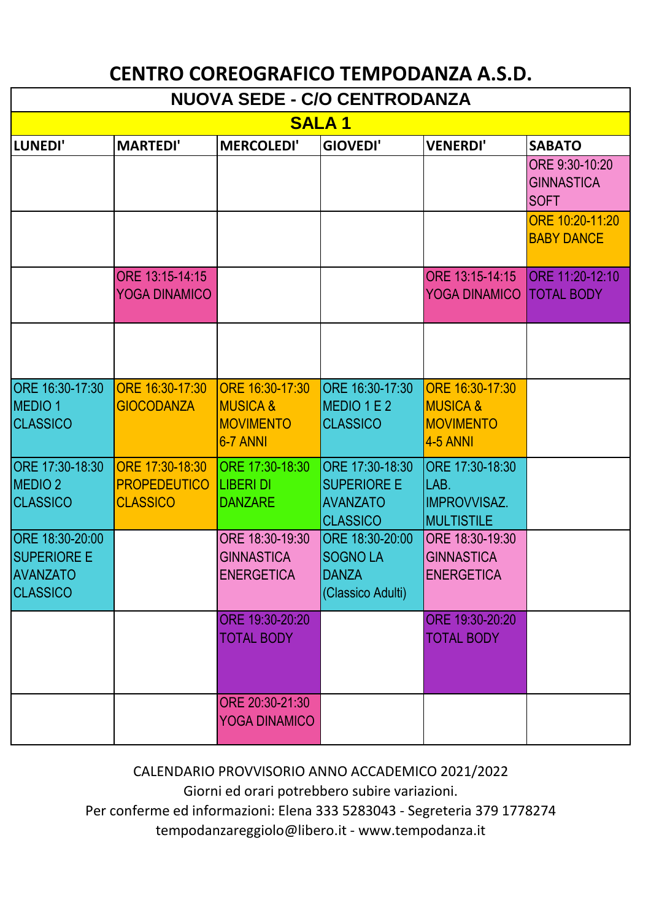# CENTRO COREOGRAFICO TEMPODANZA A.S.D.

## NUOVA SEDE - C/O CENTRODANZA

### SALA 1

| LUNEDI' | MARTEDI' | MERCOLEDI' | GIOVEDI' | VENERDI' | SABATO |
|---|---|---|---|---|---|
| | | | | | ORE 9:30-10:20 GINNASTICA SOFT |
| | | | | | ORE 10:20-11:20 BABY DANCE |
| | ORE 13:15-14:15 YOGA DINAMICO | | | ORE 13:15-14:15 YOGA DINAMICO | ORE 11:20-12:10 TOTAL BODY |
| | | | | | |
| ORE 16:30-17:30 MEDIO 1 CLASSICO | ORE 16:30-17:30 GIOCODANZA | ORE 16:30-17:30 MUSICA & MOVIMENTO 6-7 ANNI | ORE 16:30-17:30 MEDIO 1 E 2 CLASSICO | ORE 16:30-17:30 MUSICA & MOVIMENTO 4-5 ANNI | |
| ORE 17:30-18:30 MEDIO 2 CLASSICO | ORE 17:30-18:30 PROPEDEUTICO CLASSICO | ORE 17:30-18:30 LIBERI DI DANZARE | ORE 17:30-18:30 SUPERIORE E AVANZATO CLASSICO | ORE 17:30-18:30 LAB. IMPROVVISAZ. MULTISTILE | |
| ORE 18:30-20:00 SUPERIORE E AVANZATO CLASSICO | | ORE 18:30-19:30 GINNASTICA ENERGETICA | ORE 18:30-20:00 SOGNO LA DANZA (Classico Adulti) | ORE 18:30-19:30 GINNASTICA ENERGETICA | |
| | | ORE 19:30-20:20 TOTAL BODY | | ORE 19:30-20:20 TOTAL BODY | |
| | | ORE 20:30-21:30 YOGA DINAMICO | | | |

CALENDARIO PROVVISORIO ANNO ACCADEMICO 2021/2022
Giorni ed orari potrebbero subire variazioni.
Per conferme ed informazioni: Elena 333 5283043 - Segreteria 379 1778274
tempodanzareggiolo@libero.it - www.tempodanza.it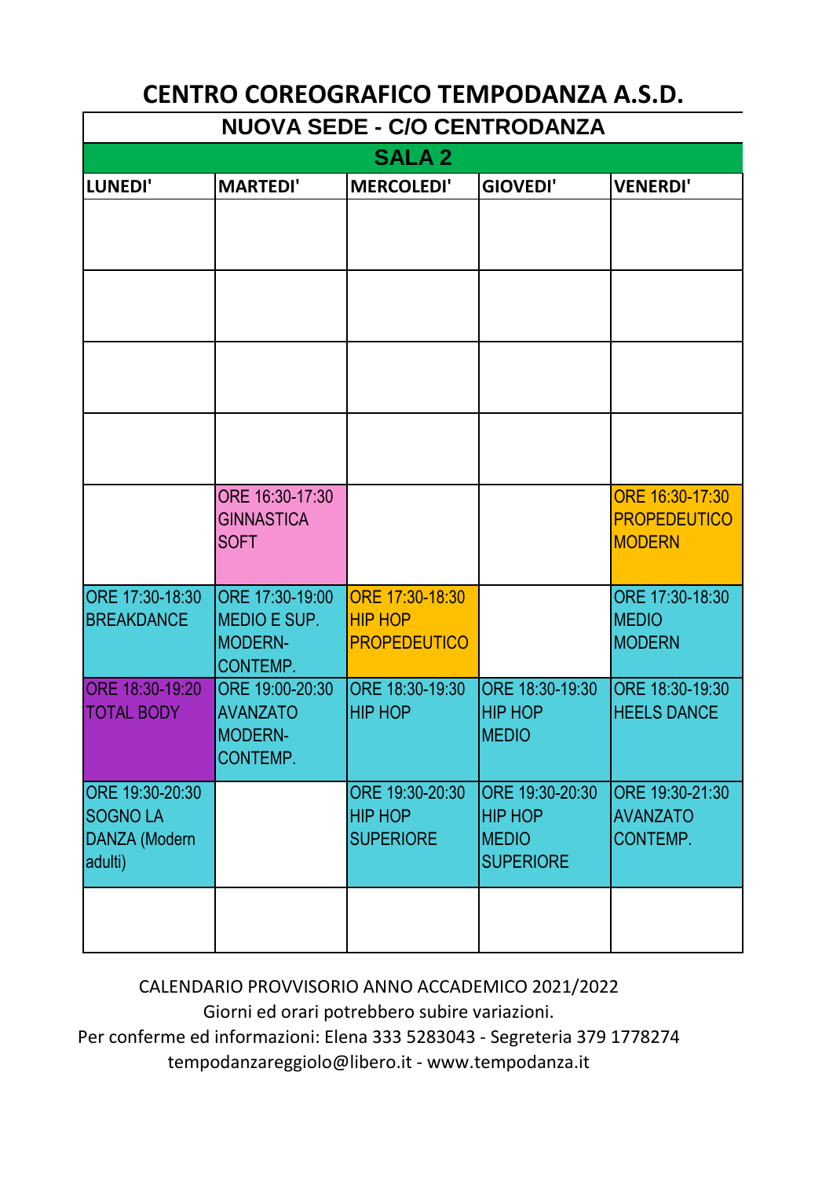# CENTRO COREOGRAFICO TEMPODANZA A.S.D.

## NUOVA SEDE - C/O CENTRODANZA

### SALA 2

| LUNEDI' | MARTEDI' | MERCOLEDI' | GIOVEDI' | VENERDI' |
|---|---|---|---|---|
| | | | | |
| | | | | |
| | | | | |
| | | | | |
| | ORE 16:30-17:30 GINNASTICA SOFT | | | ORE 16:30-17:30 PROPEDEUTICO MODERN |
| ORE 17:30-18:30 BREAKDANCE | ORE 17:30-19:00 MEDIO E SUP. MODERN-CONTEMP. | ORE 17:30-18:30 HIP HOP PROPEDEUTICO | | ORE 17:30-18:30 MEDIO MODERN |
| ORE 18:30-19:20 TOTAL BODY | ORE 19:00-20:30 AVANZATO MODERN-CONTEMP. | ORE 18:30-19:30 HIP HOP | ORE 18:30-19:30 HIP HOP MEDIO | ORE 18:30-19:30 HEELS DANCE |
| ORE 19:30-20:30 SOGNO LA DANZA (Modern adulti) | | ORE 19:30-20:30 HIP HOP SUPERIORE | ORE 19:30-20:30 HIP HOP MEDIO SUPERIORE | ORE 19:30-21:30 AVANZATO CONTEMP. |
| | | | | |

CALENDARIO PROVVISORIO ANNO ACCADEMICO 2021/2022
Giorni ed orari potrebbero subire variazioni.
Per conferme ed informazioni: Elena 333 5283043 - Segreteria 379 1778274
tempodanzareggiolo@libero.it - www.tempodanza.it